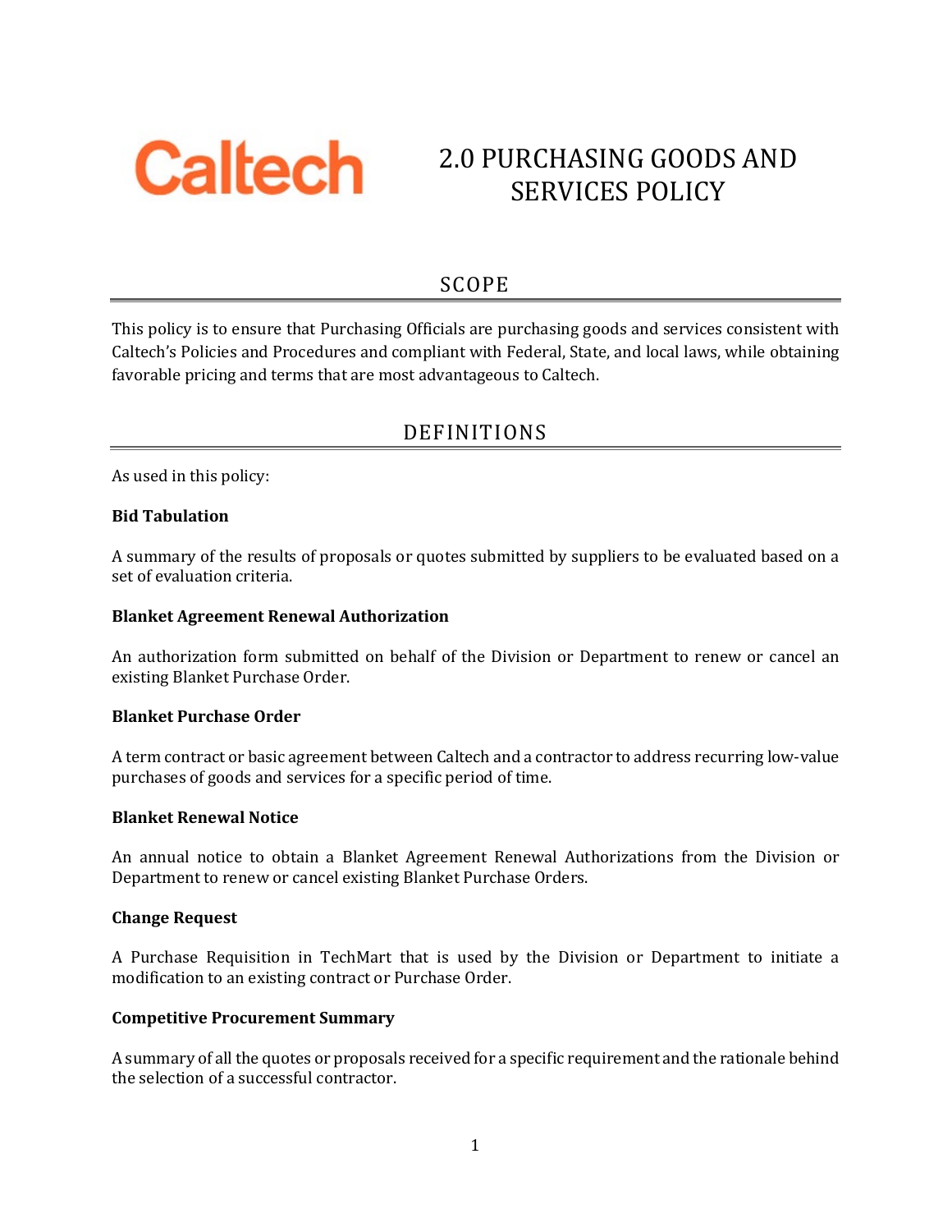Caltech

# 2.0 PURCHASING GOODS AND SERVICES POLICY

## SCOPE

This policy is to ensure that Purchasing Officials are purchasing goods and services consistent with Caltech's Policies and Procedures and compliant with Federal, State, and local laws, while obtaining favorable pricing and terms that are most advantageous to Caltech.

## DEFINITIONS

As used in this policy:

**Bid Tabulation**

A summary of the results of proposals or quotes submitted by suppliers to be evaluated based on a set of evaluation criteria.

**Blanket Agreement Renewal Authorization**

An authorization form submitted on behalf of the Division or Department to renew or cancel an existing Blanket Purchase Order.

**Blanket Purchase Order**

A term contract or basic agreement between Caltech and a contractor to address recurring low-value purchases of goods and services for a specific period of time.

**Blanket Renewal Notice**

An annual notice to obtain a Blanket Agreement Renewal Authorizations from the Division or Department to renew or cancel existing Blanket Purchase Orders.

**Change Request**

A Purchase Requisition in TechMart that is used by the Division or Department to initiate a modification to an existing contract or Purchase Order.

**Competitive Procurement Summary**

A summary of all the quotes or proposals received for a specific requirement and the rationale behind the selection of a successful contractor.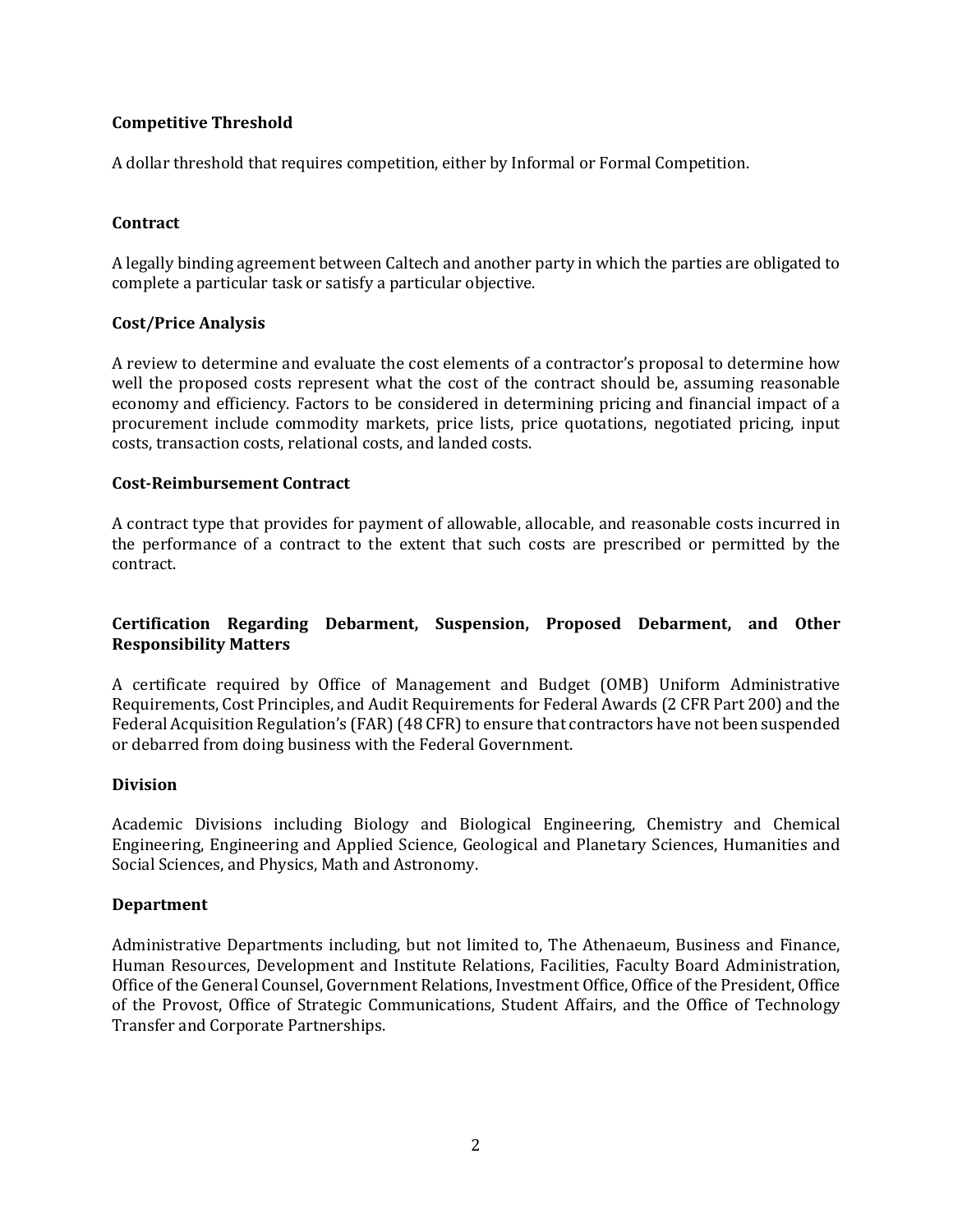**Competitive Threshold**

A dollar threshold that requires competition, either by Informal or Formal Competition.

**Contract**

A legally binding agreement between Caltech and another party in which the parties are obligated to complete a particular task or satisfy a particular objective.

**Cost/Price Analysis**

A review to determine and evaluate the cost elements of a contractor's proposal to determine how well the proposed costs represent what the cost of the contract should be, assuming reasonable economy and efficiency. Factors to be considered in determining pricing and financial impact of a procurement include commodity markets, price lists, price quotations, negotiated pricing, input costs, transaction costs, relational costs, and landed costs.

**Cost-Reimbursement Contract**

A contract type that provides for payment of allowable, allocable, and reasonable costs incurred in the performance of a contract to the extent that such costs are prescribed or permitted by the contract.

**Certification Regarding Debarment, Suspension, Proposed Debarment, and Other Responsibility Matters**

A certificate required by Office of Management and Budget (OMB) Uniform Administrative Requirements, Cost Principles, and Audit Requirements for Federal Awards (2 CFR Part 200) and the Federal Acquisition Regulation's (FAR) (48 CFR) to ensure that contractors have not been suspended or debarred from doing business with the Federal Government.

**Division**

Academic Divisions including Biology and Biological Engineering, Chemistry and Chemical Engineering, Engineering and Applied Science, Geological and Planetary Sciences, Humanities and Social Sciences, and Physics, Math and Astronomy.

**Department**

Administrative Departments including, but not limited to, The Athenaeum, Business and Finance, Human Resources, Development and Institute Relations, Facilities, Faculty Board Administration, Office of the General Counsel, Government Relations, Investment Office, Office of the President, Office of the Provost, Office of Strategic Communications, Student Affairs, and the Office of Technology Transfer and Corporate Partnerships.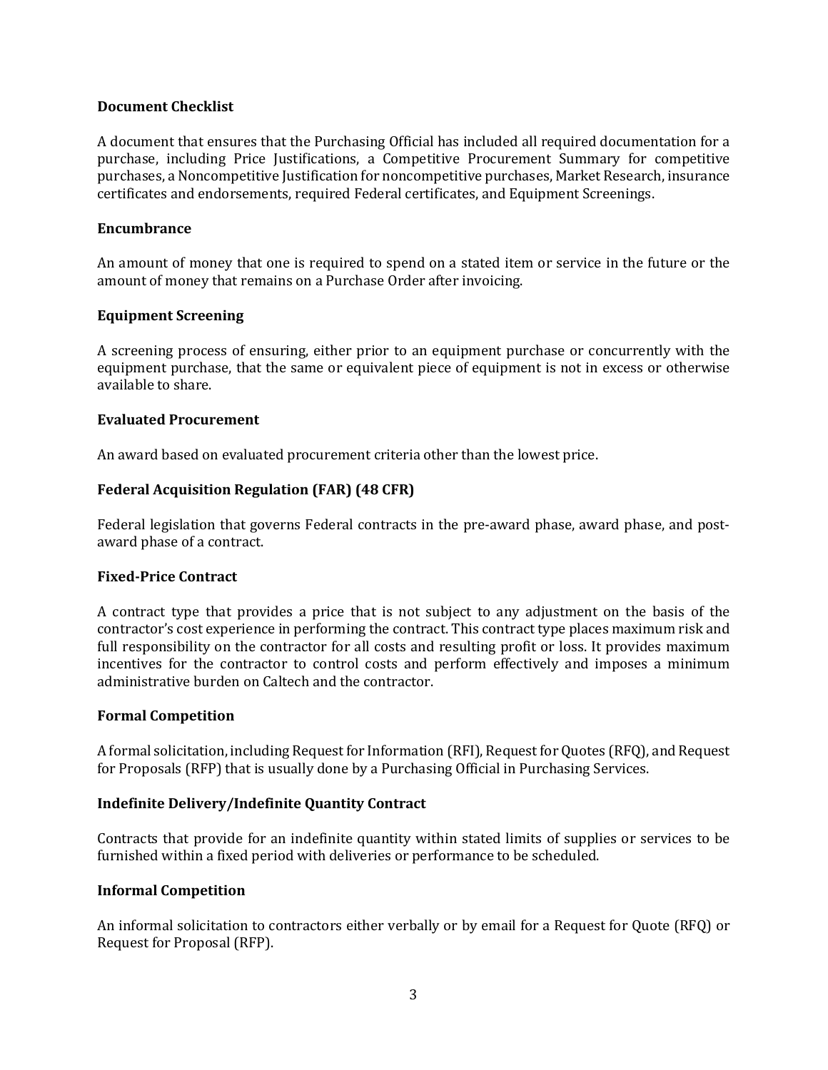**Document Checklist**

A document that ensures that the Purchasing Official has included all required documentation for a purchase, including Price Justifications, a Competitive Procurement Summary for competitive purchases, a Noncompetitive Justification for noncompetitive purchases, Market Research, insurance certificates and endorsements, required Federal certificates, and Equipment Screenings.

**Encumbrance**

An amount of money that one is required to spend on a stated item or service in the future or the amount of money that remains on a Purchase Order after invoicing.

**Equipment Screening**

A screening process of ensuring, either prior to an equipment purchase or concurrently with the equipment purchase, that the same or equivalent piece of equipment is not in excess or otherwise available to share.

**Evaluated Procurement**

An award based on evaluated procurement criteria other than the lowest price.

**Federal Acquisition Regulation (FAR) (48 CFR)**

Federal legislation that governs Federal contracts in the pre-award phase, award phase, and post-award phase of a contract.

**Fixed-Price Contract**

A contract type that provides a price that is not subject to any adjustment on the basis of the contractor's cost experience in performing the contract. This contract type places maximum risk and full responsibility on the contractor for all costs and resulting profit or loss. It provides maximum incentives for the contractor to control costs and perform effectively and imposes a minimum administrative burden on Caltech and the contractor.

**Formal Competition**

A formal solicitation, including Request for Information (RFI), Request for Quotes (RFQ), and Request for Proposals (RFP) that is usually done by a Purchasing Official in Purchasing Services.

**Indefinite Delivery/Indefinite Quantity Contract**

Contracts that provide for an indefinite quantity within stated limits of supplies or services to be furnished within a fixed period with deliveries or performance to be scheduled.

**Informal Competition**

An informal solicitation to contractors either verbally or by email for a Request for Quote (RFQ) or Request for Proposal (RFP).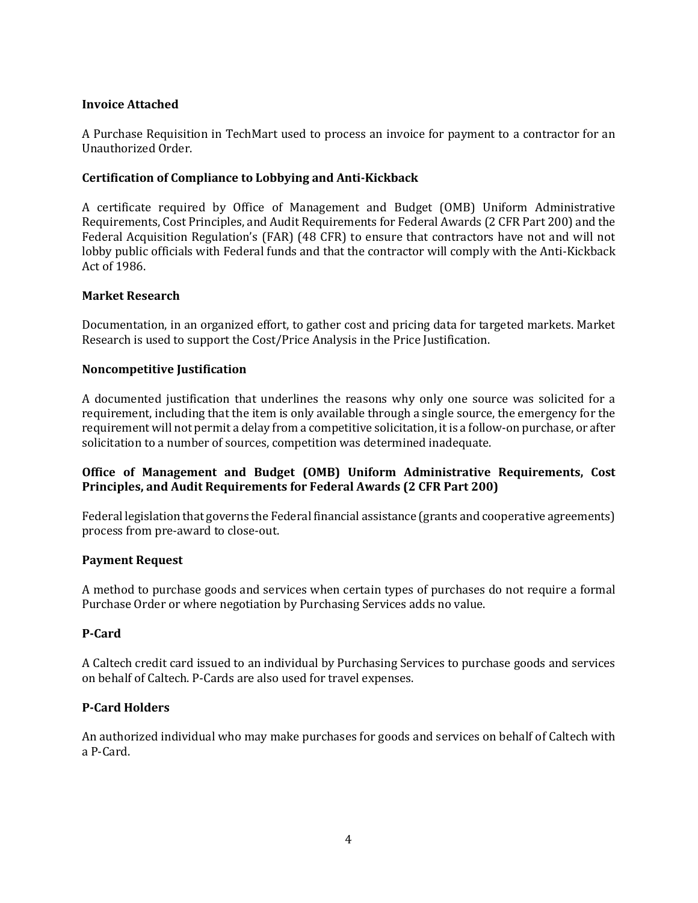**Invoice Attached**

A Purchase Requisition in TechMart used to process an invoice for payment to a contractor for an Unauthorized Order.

**Certification of Compliance to Lobbying and Anti-Kickback**

A certificate required by Office of Management and Budget (OMB) Uniform Administrative Requirements, Cost Principles, and Audit Requirements for Federal Awards (2 CFR Part 200) and the Federal Acquisition Regulation's (FAR) (48 CFR) to ensure that contractors have not and will not lobby public officials with Federal funds and that the contractor will comply with the Anti-Kickback Act of 1986.

**Market Research**

Documentation, in an organized effort, to gather cost and pricing data for targeted markets. Market Research is used to support the Cost/Price Analysis in the Price Justification.

**Noncompetitive Justification**

A documented justification that underlines the reasons why only one source was solicited for a requirement, including that the item is only available through a single source, the emergency for the requirement will not permit a delay from a competitive solicitation, it is a follow-on purchase, or after solicitation to a number of sources, competition was determined inadequate.

**Office of Management and Budget (OMB) Uniform Administrative Requirements, Cost Principles, and Audit Requirements for Federal Awards (2 CFR Part 200)**

Federal legislation that governs the Federal financial assistance (grants and cooperative agreements) process from pre-award to close-out.

**Payment Request**

A method to purchase goods and services when certain types of purchases do not require a formal Purchase Order or where negotiation by Purchasing Services adds no value.

**P-Card**

A Caltech credit card issued to an individual by Purchasing Services to purchase goods and services on behalf of Caltech. P-Cards are also used for travel expenses.

**P-Card Holders**

An authorized individual who may make purchases for goods and services on behalf of Caltech with a P-Card.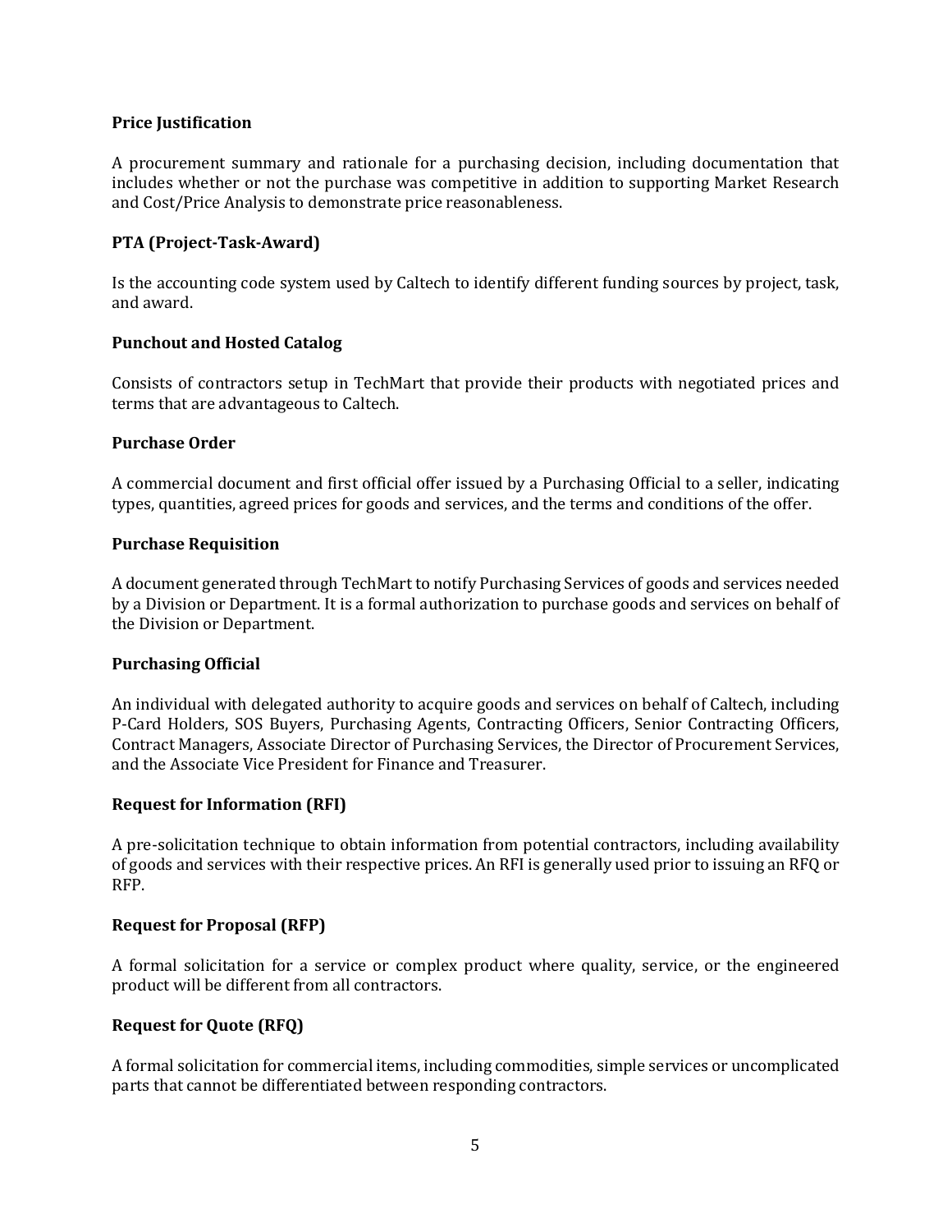**Price Justification**

A procurement summary and rationale for a purchasing decision, including documentation that includes whether or not the purchase was competitive in addition to supporting Market Research and Cost/Price Analysis to demonstrate price reasonableness.

**PTA (Project-Task-Award)**

Is the accounting code system used by Caltech to identify different funding sources by project, task, and award.

**Punchout and Hosted Catalog**

Consists of contractors setup in TechMart that provide their products with negotiated prices and terms that are advantageous to Caltech.

**Purchase Order**

A commercial document and first official offer issued by a Purchasing Official to a seller, indicating types, quantities, agreed prices for goods and services, and the terms and conditions of the offer.

**Purchase Requisition**

A document generated through TechMart to notify Purchasing Services of goods and services needed by a Division or Department. It is a formal authorization to purchase goods and services on behalf of the Division or Department.

**Purchasing Official**

An individual with delegated authority to acquire goods and services on behalf of Caltech, including P-Card Holders, SOS Buyers, Purchasing Agents, Contracting Officers, Senior Contracting Officers, Contract Managers, Associate Director of Purchasing Services, the Director of Procurement Services, and the Associate Vice President for Finance and Treasurer.

**Request for Information (RFI)**

A pre-solicitation technique to obtain information from potential contractors, including availability of goods and services with their respective prices. An RFI is generally used prior to issuing an RFQ or RFP.

**Request for Proposal (RFP)**

A formal solicitation for a service or complex product where quality, service, or the engineered product will be different from all contractors.

**Request for Quote (RFQ)**

A formal solicitation for commercial items, including commodities, simple services or uncomplicated parts that cannot be differentiated between responding contractors.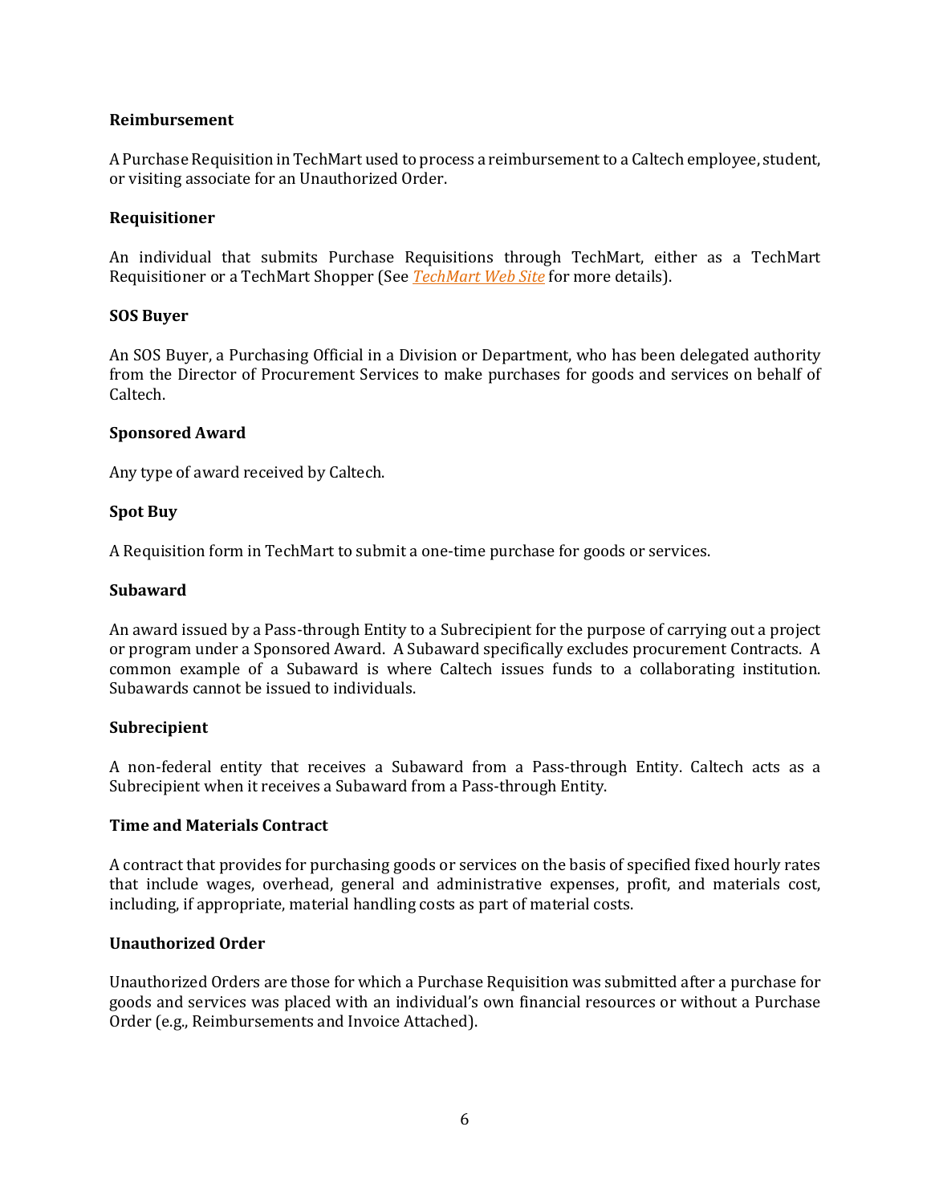**Reimbursement**

A Purchase Requisition in TechMart used to process a reimbursement to a Caltech employee, student, or visiting associate for an Unauthorized Order.

**Requisitioner**

An individual that submits Purchase Requisitions through TechMart, either as a TechMart Requisitioner or a TechMart Shopper (See *TechMart Web Site* for more details).

**SOS Buyer**

An SOS Buyer, a Purchasing Official in a Division or Department, who has been delegated authority from the Director of Procurement Services to make purchases for goods and services on behalf of Caltech.

**Sponsored Award**

Any type of award received by Caltech.

**Spot Buy**

A Requisition form in TechMart to submit a one-time purchase for goods or services.

**Subaward**

An award issued by a Pass-through Entity to a Subrecipient for the purpose of carrying out a project or program under a Sponsored Award. A Subaward specifically excludes procurement Contracts. A common example of a Subaward is where Caltech issues funds to a collaborating institution. Subawards cannot be issued to individuals.

**Subrecipient**

A non-federal entity that receives a Subaward from a Pass-through Entity. Caltech acts as a Subrecipient when it receives a Subaward from a Pass-through Entity.

**Time and Materials Contract**

A contract that provides for purchasing goods or services on the basis of specified fixed hourly rates that include wages, overhead, general and administrative expenses, profit, and materials cost, including, if appropriate, material handling costs as part of material costs.

**Unauthorized Order**

Unauthorized Orders are those for which a Purchase Requisition was submitted after a purchase for goods and services was placed with an individual's own financial resources or without a Purchase Order (e.g., Reimbursements and Invoice Attached).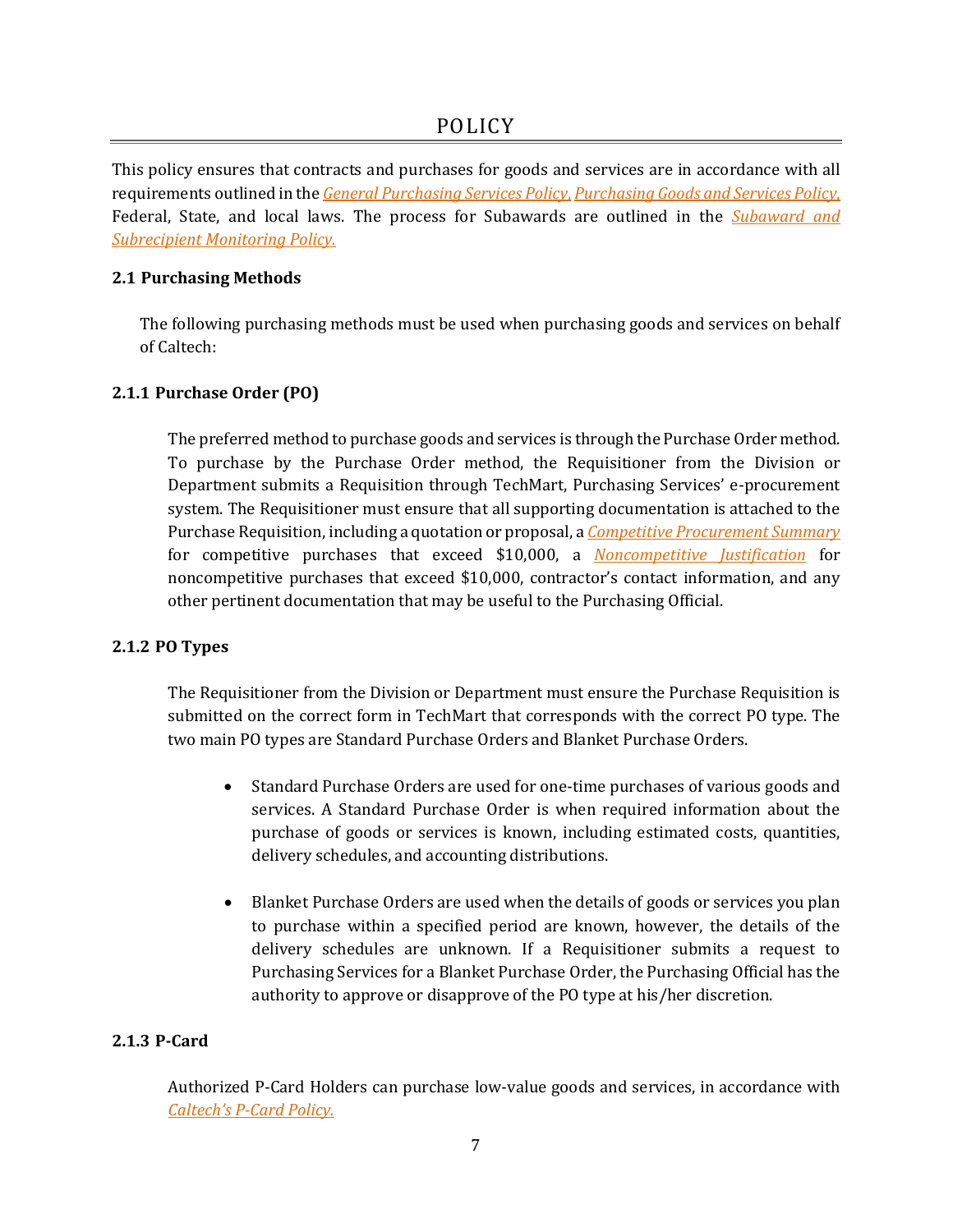# POLICY

This policy ensures that contracts and purchases for goods and services are in accordance with all requirements outlined in the *General Purchasing Services Policy*, *Purchasing Goods and Services Policy*, Federal, State, and local laws. The process for Subawards are outlined in the *Subaward and Subrecipient Monitoring Policy.*

### 2.1 Purchasing Methods

The following purchasing methods must be used when purchasing goods and services on behalf of Caltech:

#### 2.1.1 Purchase Order (PO)

The preferred method to purchase goods and services is through the Purchase Order method. To purchase by the Purchase Order method, the Requisitioner from the Division or Department submits a Requisition through TechMart, Purchasing Services' e-procurement system. The Requisitioner must ensure that all supporting documentation is attached to the Purchase Requisition, including a quotation or proposal, a *Competitive Procurement Summary* for competitive purchases that exceed $10,000, a *Noncompetitive Justification* for noncompetitive purchases that exceed $10,000, contractor's contact information, and any other pertinent documentation that may be useful to the Purchasing Official.

#### 2.1.2 PO Types

The Requisitioner from the Division or Department must ensure the Purchase Requisition is submitted on the correct form in TechMart that corresponds with the correct PO type. The two main PO types are Standard Purchase Orders and Blanket Purchase Orders.

- Standard Purchase Orders are used for one-time purchases of various goods and services. A Standard Purchase Order is when required information about the purchase of goods or services is known, including estimated costs, quantities, delivery schedules, and accounting distributions.

- Blanket Purchase Orders are used when the details of goods or services you plan to purchase within a specified period are known, however, the details of the delivery schedules are unknown. If a Requisitioner submits a request to Purchasing Services for a Blanket Purchase Order, the Purchasing Official has the authority to approve or disapprove of the PO type at his/her discretion.

#### 2.1.3 P-Card

Authorized P-Card Holders can purchase low-value goods and services, in accordance with *Caltech's P-Card Policy.*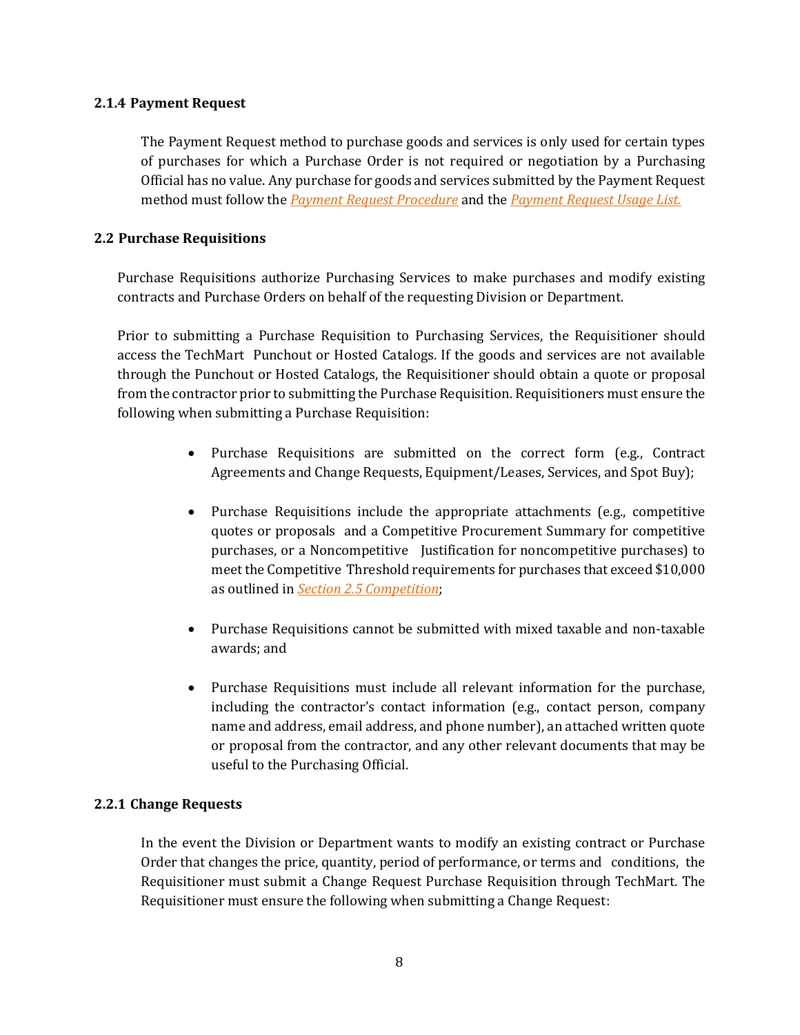### 2.1.4 Payment Request

The Payment Request method to purchase goods and services is only used for certain types of purchases for which a Purchase Order is not required or negotiation by a Purchasing Official has no value. Any purchase for goods and services submitted by the Payment Request method must follow the *Payment Request Procedure* and the *Payment Request Usage List.*

## 2.2 Purchase Requisitions

Purchase Requisitions authorize Purchasing Services to make purchases and modify existing contracts and Purchase Orders on behalf of the requesting Division or Department.

Prior to submitting a Purchase Requisition to Purchasing Services, the Requisitioner should access the TechMart Punchout or Hosted Catalogs. If the goods and services are not available through the Punchout or Hosted Catalogs, the Requisitioner should obtain a quote or proposal from the contractor prior to submitting the Purchase Requisition. Requisitioners must ensure the following when submitting a Purchase Requisition:

- Purchase Requisitions are submitted on the correct form (e.g., Contract Agreements and Change Requests, Equipment/Leases, Services, and Spot Buy);
- Purchase Requisitions include the appropriate attachments (e.g., competitive quotes or proposals and a Competitive Procurement Summary for competitive purchases, or a Noncompetitive Justification for noncompetitive purchases) to meet the Competitive Threshold requirements for purchases that exceed $10,000 as outlined in *Section 2.5 Competition*;
- Purchase Requisitions cannot be submitted with mixed taxable and non-taxable awards; and
- Purchase Requisitions must include all relevant information for the purchase, including the contractor's contact information (e.g., contact person, company name and address, email address, and phone number), an attached written quote or proposal from the contractor, and any other relevant documents that may be useful to the Purchasing Official.

### 2.2.1 Change Requests

In the event the Division or Department wants to modify an existing contract or Purchase Order that changes the price, quantity, period of performance, or terms and conditions, the Requisitioner must submit a Change Request Purchase Requisition through TechMart. The Requisitioner must ensure the following when submitting a Change Request: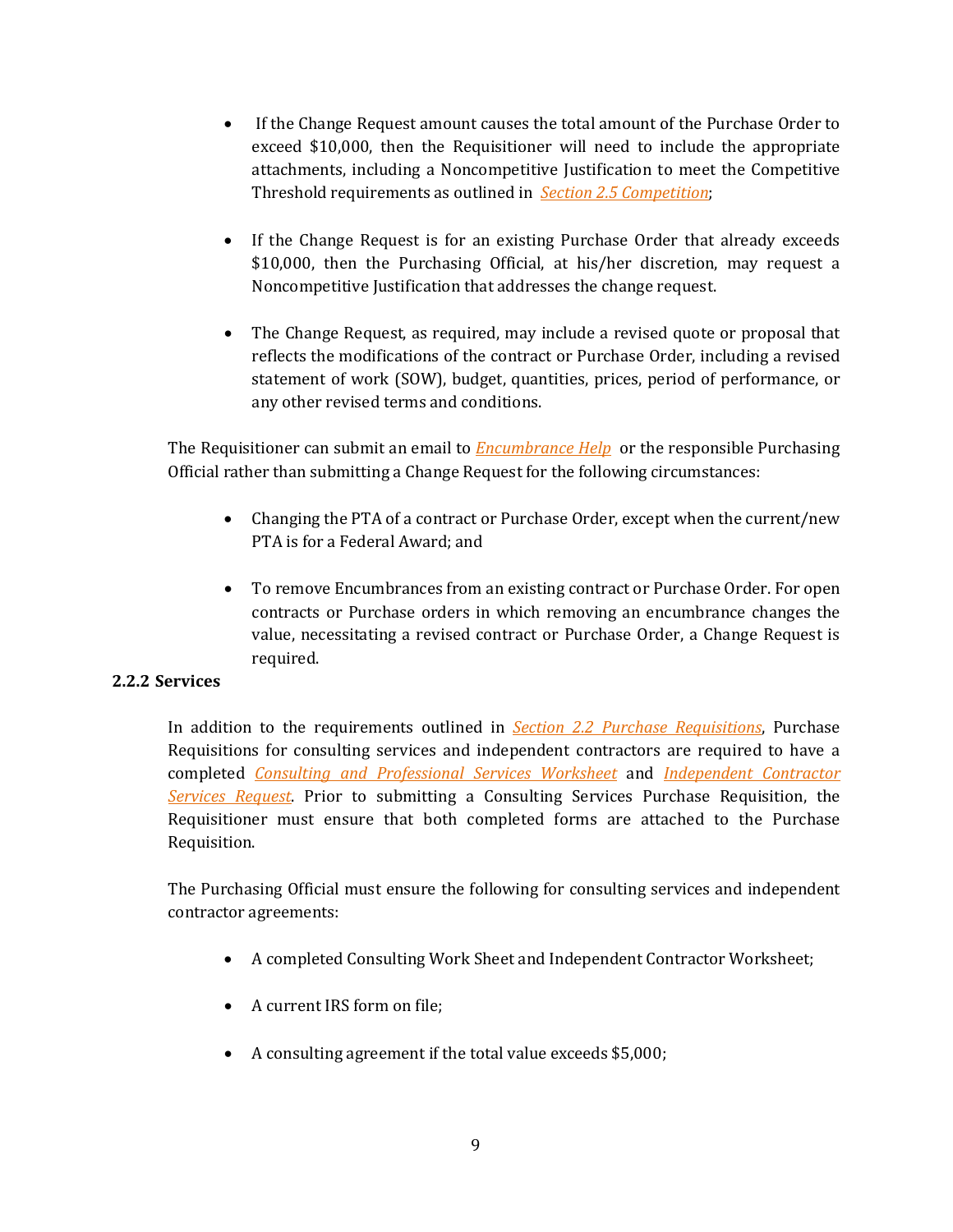- If the Change Request amount causes the total amount of the Purchase Order to exceed $10,000, then the Requisitioner will need to include the appropriate attachments, including a Noncompetitive Justification to meet the Competitive Threshold requirements as outlined in *Section 2.5 Competition*;

- If the Change Request is for an existing Purchase Order that already exceeds $10,000, then the Purchasing Official, at his/her discretion, may request a Noncompetitive Justification that addresses the change request.

- The Change Request, as required, may include a revised quote or proposal that reflects the modifications of the contract or Purchase Order, including a revised statement of work (SOW), budget, quantities, prices, period of performance, or any other revised terms and conditions.

The Requisitioner can submit an email to *Encumbrance Help* or the responsible Purchasing Official rather than submitting a Change Request for the following circumstances:

- Changing the PTA of a contract or Purchase Order, except when the current/new PTA is for a Federal Award; and

- To remove Encumbrances from an existing contract or Purchase Order. For open contracts or Purchase orders in which removing an encumbrance changes the value, necessitating a revised contract or Purchase Order, a Change Request is required.

### 2.2.2 Services

In addition to the requirements outlined in *Section 2.2 Purchase Requisitions*, Purchase Requisitions for consulting services and independent contractors are required to have a completed *Consulting and Professional Services Worksheet* and *Independent Contractor Services Request*. Prior to submitting a Consulting Services Purchase Requisition, the Requisitioner must ensure that both completed forms are attached to the Purchase Requisition.

The Purchasing Official must ensure the following for consulting services and independent contractor agreements:

- A completed Consulting Work Sheet and Independent Contractor Worksheet;

- A current IRS form on file;

- A consulting agreement if the total value exceeds $5,000;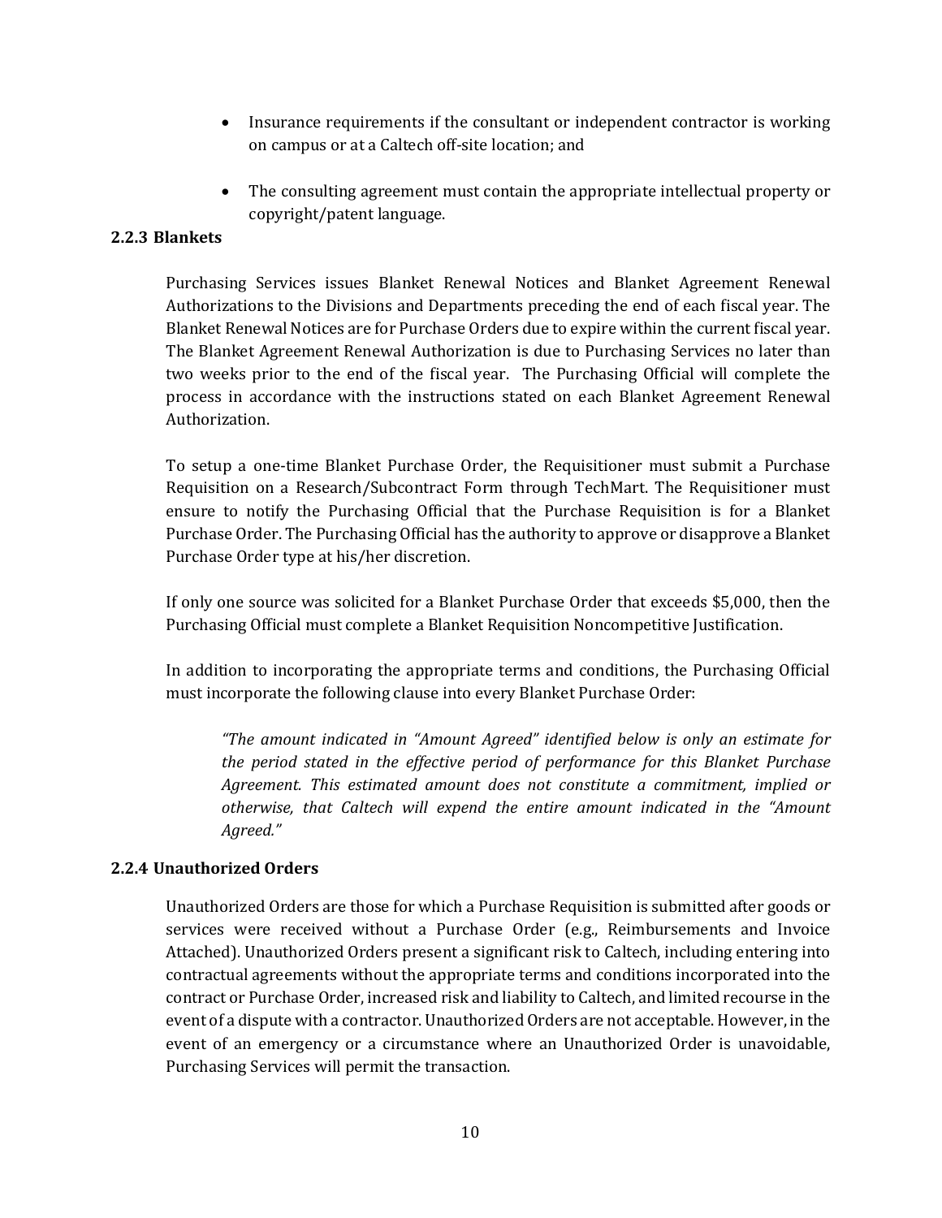- Insurance requirements if the consultant or independent contractor is working on campus or at a Caltech off-site location; and

- The consulting agreement must contain the appropriate intellectual property or copyright/patent language.

### 2.2.3 Blankets

Purchasing Services issues Blanket Renewal Notices and Blanket Agreement Renewal Authorizations to the Divisions and Departments preceding the end of each fiscal year. The Blanket Renewal Notices are for Purchase Orders due to expire within the current fiscal year. The Blanket Agreement Renewal Authorization is due to Purchasing Services no later than two weeks prior to the end of the fiscal year. The Purchasing Official will complete the process in accordance with the instructions stated on each Blanket Agreement Renewal Authorization.

To setup a one-time Blanket Purchase Order, the Requisitioner must submit a Purchase Requisition on a Research/Subcontract Form through TechMart. The Requisitioner must ensure to notify the Purchasing Official that the Purchase Requisition is for a Blanket Purchase Order. The Purchasing Official has the authority to approve or disapprove a Blanket Purchase Order type at his/her discretion.

If only one source was solicited for a Blanket Purchase Order that exceeds $5,000, then the Purchasing Official must complete a Blanket Requisition Noncompetitive Justification.

In addition to incorporating the appropriate terms and conditions, the Purchasing Official must incorporate the following clause into every Blanket Purchase Order:

> *"The amount indicated in "Amount Agreed" identified below is only an estimate for the period stated in the effective period of performance for this Blanket Purchase Agreement. This estimated amount does not constitute a commitment, implied or otherwise, that Caltech will expend the entire amount indicated in the "Amount Agreed."*

### 2.2.4 Unauthorized Orders

Unauthorized Orders are those for which a Purchase Requisition is submitted after goods or services were received without a Purchase Order (e.g., Reimbursements and Invoice Attached). Unauthorized Orders present a significant risk to Caltech, including entering into contractual agreements without the appropriate terms and conditions incorporated into the contract or Purchase Order, increased risk and liability to Caltech, and limited recourse in the event of a dispute with a contractor. Unauthorized Orders are not acceptable. However, in the event of an emergency or a circumstance where an Unauthorized Order is unavoidable, Purchasing Services will permit the transaction.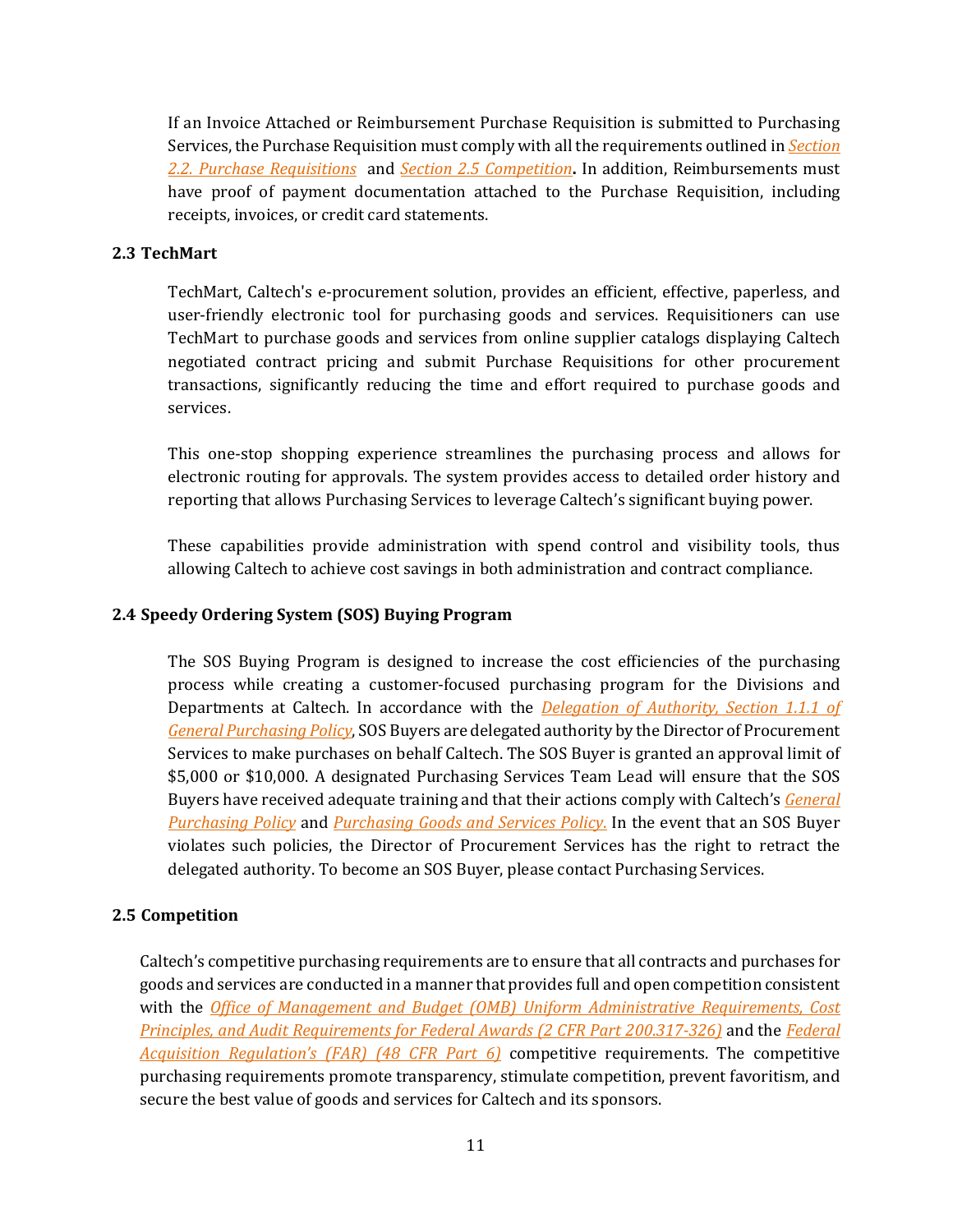If an Invoice Attached or Reimbursement Purchase Requisition is submitted to Purchasing Services, the Purchase Requisition must comply with all the requirements outlined in *Section 2.2. Purchase Requisitions* and *Section 2.5 Competition***.** In addition, Reimbursements must have proof of payment documentation attached to the Purchase Requisition, including receipts, invoices, or credit card statements.

### 2.3 TechMart

TechMart, Caltech's e-procurement solution, provides an efficient, effective, paperless, and user-friendly electronic tool for purchasing goods and services. Requisitioners can use TechMart to purchase goods and services from online supplier catalogs displaying Caltech negotiated contract pricing and submit Purchase Requisitions for other procurement transactions, significantly reducing the time and effort required to purchase goods and services.

This one-stop shopping experience streamlines the purchasing process and allows for electronic routing for approvals. The system provides access to detailed order history and reporting that allows Purchasing Services to leverage Caltech's significant buying power.

These capabilities provide administration with spend control and visibility tools, thus allowing Caltech to achieve cost savings in both administration and contract compliance.

### 2.4 Speedy Ordering System (SOS) Buying Program

The SOS Buying Program is designed to increase the cost efficiencies of the purchasing process while creating a customer-focused purchasing program for the Divisions and Departments at Caltech. In accordance with the *Delegation of Authority, Section 1.1.1 of General Purchasing Policy*, SOS Buyers are delegated authority by the Director of Procurement Services to make purchases on behalf Caltech. The SOS Buyer is granted an approval limit of $5,000 or $10,000. A designated Purchasing Services Team Lead will ensure that the SOS Buyers have received adequate training and that their actions comply with Caltech's *General Purchasing Policy* and *Purchasing Goods and Services Policy.* In the event that an SOS Buyer violates such policies, the Director of Procurement Services has the right to retract the delegated authority. To become an SOS Buyer, please contact Purchasing Services.

### 2.5 Competition

Caltech's competitive purchasing requirements are to ensure that all contracts and purchases for goods and services are conducted in a manner that provides full and open competition consistent with the *Office of Management and Budget (OMB) Uniform Administrative Requirements, Cost Principles, and Audit Requirements for Federal Awards (2 CFR Part 200.317-326)* and the *Federal Acquisition Regulation's (FAR) (48 CFR Part 6)* competitive requirements. The competitive purchasing requirements promote transparency, stimulate competition, prevent favoritism, and secure the best value of goods and services for Caltech and its sponsors.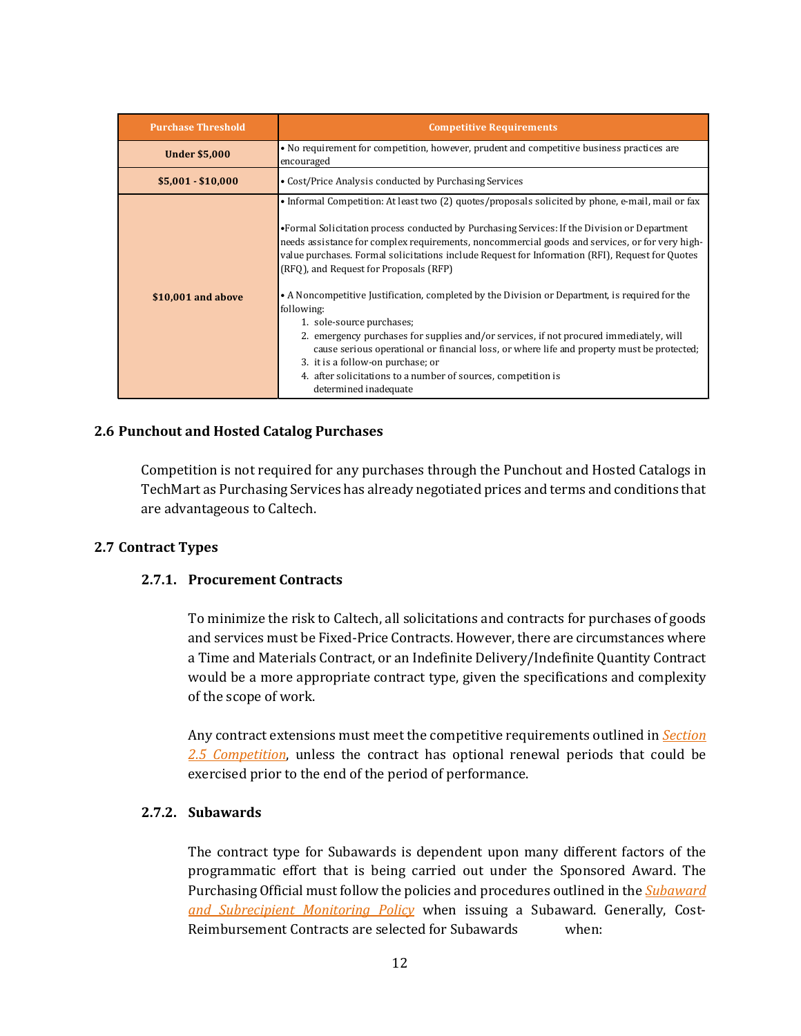| Purchase Threshold | Competitive Requirements |
|---|---|
| **Under $5,000** | • No requirement for competition, however, prudent and competitive business practices are encouraged |
| **$5,001 - $10,000** | • Cost/Price Analysis conducted by Purchasing Services |
| **$10,001 and above** | • Informal Competition: At least two (2) quotes/proposals solicited by phone, e-mail, mail or fax<br><br>•Formal Solicitation process conducted by Purchasing Services: If the Division or Department needs assistance for complex requirements, noncommercial goods and services, or for very high-value purchases. Formal solicitations include Request for Information (RFI), Request for Quotes (RFQ), and Request for Proposals (RFP)<br><br>• A Noncompetitive Justification, completed by the Division or Department, is required for the following:<br>1. sole-source purchases;<br>2. emergency purchases for supplies and/or services, if not procured immediately, will cause serious operational or financial loss, or where life and property must be protected;<br>3. it is a follow-on purchase; or<br>4. after solicitations to a number of sources, competition is determined inadequate |

## 2.6 Punchout and Hosted Catalog Purchases

Competition is not required for any purchases through the Punchout and Hosted Catalogs in TechMart as Purchasing Services has already negotiated prices and terms and conditions that are advantageous to Caltech.

## 2.7 Contract Types

### 2.7.1. Procurement Contracts

To minimize the risk to Caltech, all solicitations and contracts for purchases of goods and services must be Fixed-Price Contracts. However, there are circumstances where a Time and Materials Contract, or an Indefinite Delivery/Indefinite Quantity Contract would be a more appropriate contract type, given the specifications and complexity of the scope of work.

Any contract extensions must meet the competitive requirements outlined in *Section 2.5 Competition*, unless the contract has optional renewal periods that could be exercised prior to the end of the period of performance.

### 2.7.2. Subawards

The contract type for Subawards is dependent upon many different factors of the programmatic effort that is being carried out under the Sponsored Award. The Purchasing Official must follow the policies and procedures outlined in the *Subaward and Subrecipient Monitoring Policy* when issuing a Subaward. Generally, Cost-Reimbursement Contracts are selected for Subawards when: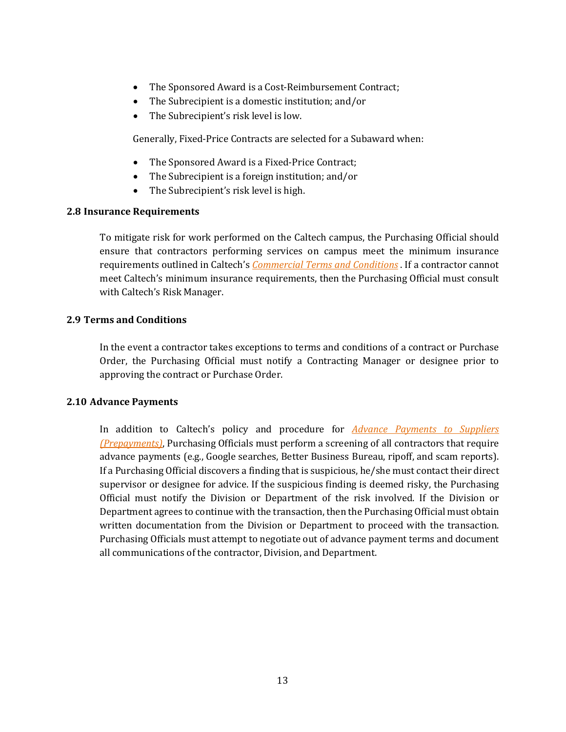- The Sponsored Award is a Cost-Reimbursement Contract;
- The Subrecipient is a domestic institution; and/or
- The Subrecipient's risk level is low.

Generally, Fixed-Price Contracts are selected for a Subaward when:

- The Sponsored Award is a Fixed-Price Contract;
- The Subrecipient is a foreign institution; and/or
- The Subrecipient's risk level is high.

### 2.8 Insurance Requirements

To mitigate risk for work performed on the Caltech campus, the Purchasing Official should ensure that contractors performing services on campus meet the minimum insurance requirements outlined in Caltech's *Commercial Terms and Conditions*. If a contractor cannot meet Caltech's minimum insurance requirements, then the Purchasing Official must consult with Caltech's Risk Manager.

### 2.9 Terms and Conditions

In the event a contractor takes exceptions to terms and conditions of a contract or Purchase Order, the Purchasing Official must notify a Contracting Manager or designee prior to approving the contract or Purchase Order.

### 2.10 Advance Payments

In addition to Caltech's policy and procedure for *Advance Payments to Suppliers (Prepayments)*, Purchasing Officials must perform a screening of all contractors that require advance payments (e.g., Google searches, Better Business Bureau, ripoff, and scam reports). If a Purchasing Official discovers a finding that is suspicious, he/she must contact their direct supervisor or designee for advice. If the suspicious finding is deemed risky, the Purchasing Official must notify the Division or Department of the risk involved. If the Division or Department agrees to continue with the transaction, then the Purchasing Official must obtain written documentation from the Division or Department to proceed with the transaction. Purchasing Officials must attempt to negotiate out of advance payment terms and document all communications of the contractor, Division, and Department.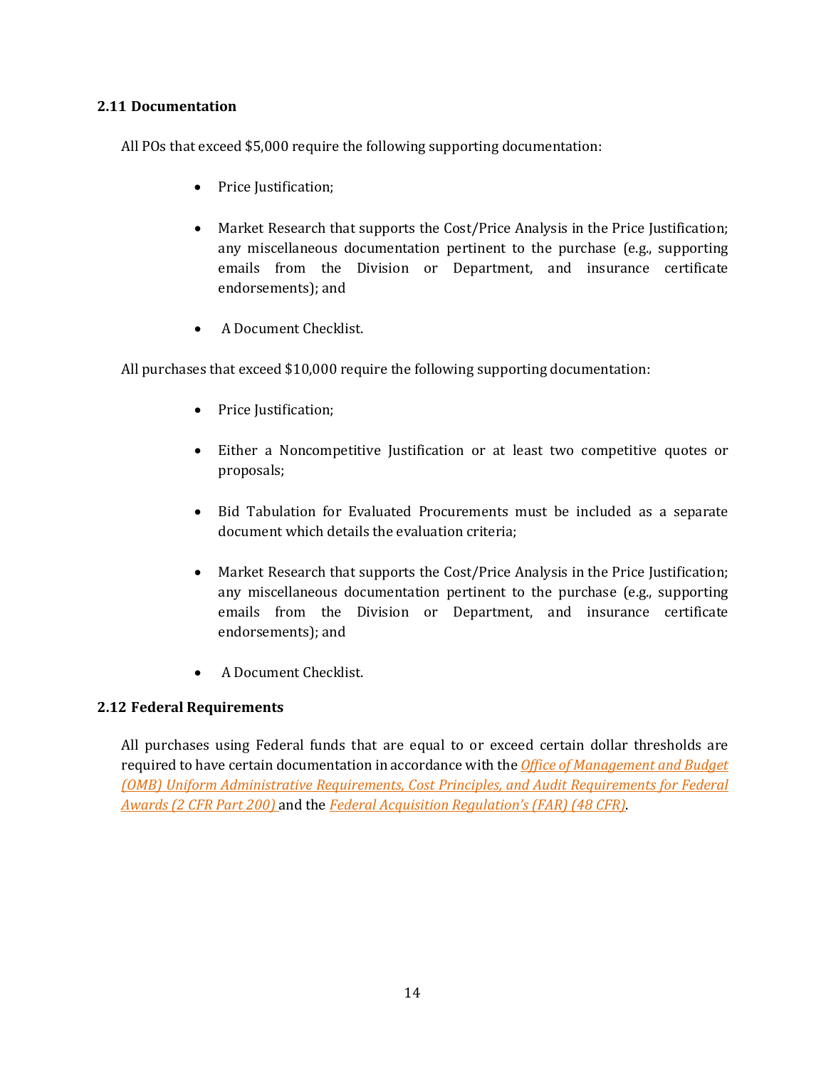### 2.11 Documentation

All POs that exceed $5,000 require the following supporting documentation:

- Price Justification;
- Market Research that supports the Cost/Price Analysis in the Price Justification; any miscellaneous documentation pertinent to the purchase (e.g., supporting emails from the Division or Department, and insurance certificate endorsements); and
- A Document Checklist.

All purchases that exceed $10,000 require the following supporting documentation:

- Price Justification;
- Either a Noncompetitive Justification or at least two competitive quotes or proposals;
- Bid Tabulation for Evaluated Procurements must be included as a separate document which details the evaluation criteria;
- Market Research that supports the Cost/Price Analysis in the Price Justification; any miscellaneous documentation pertinent to the purchase (e.g., supporting emails from the Division or Department, and insurance certificate endorsements); and
- A Document Checklist.

### 2.12 Federal Requirements

All purchases using Federal funds that are equal to or exceed certain dollar thresholds are required to have certain documentation in accordance with the *Office of Management and Budget (OMB) Uniform Administrative Requirements, Cost Principles, and Audit Requirements for Federal Awards (2 CFR Part 200)* and the *Federal Acquisition Regulation's (FAR) (48 CFR)*.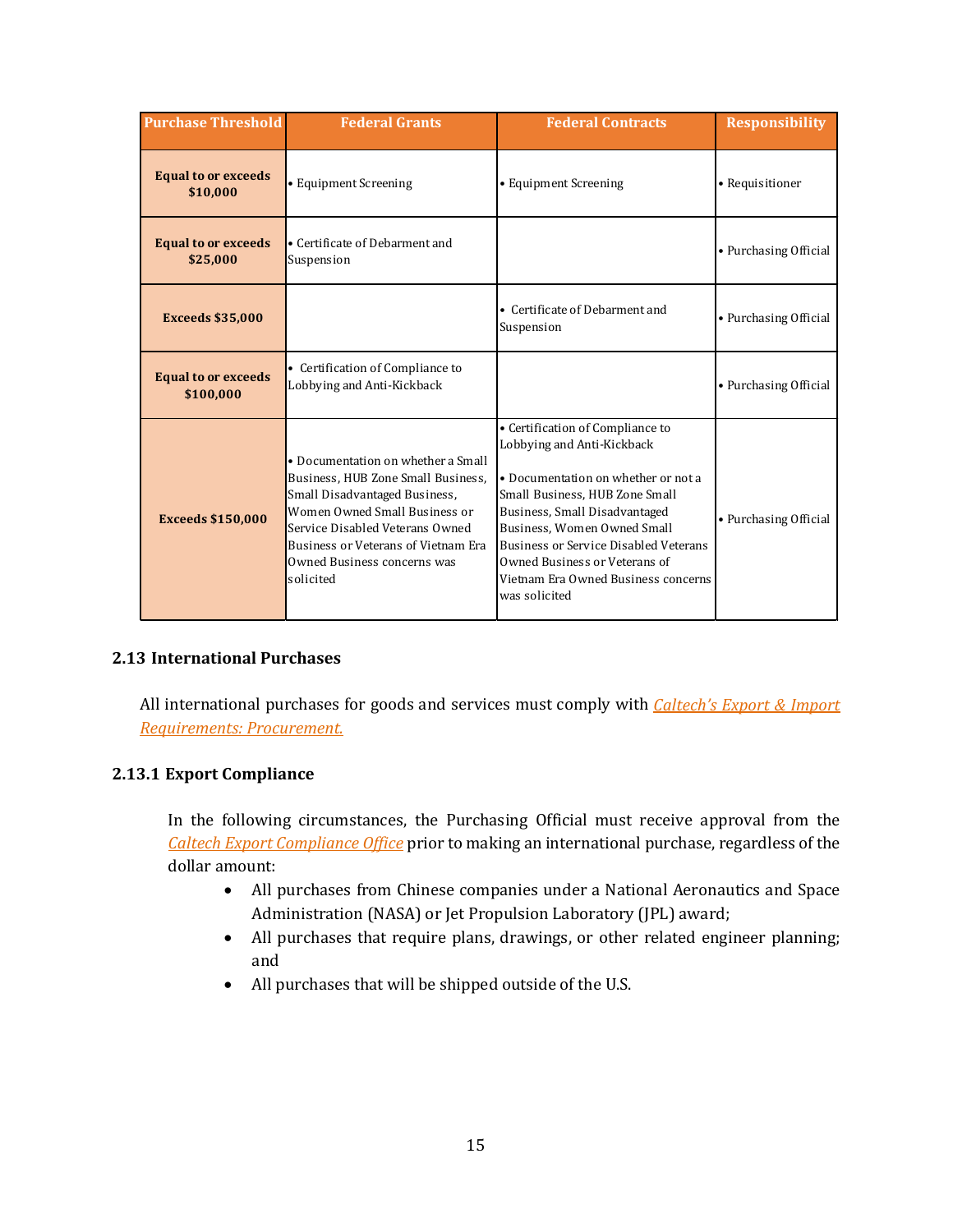| Purchase Threshold | Federal Grants | Federal Contracts | Responsibility |
|---|---|---|---|
| **Equal to or exceeds $10,000** | • Equipment Screening | • Equipment Screening | • Requisitioner |
| **Equal to or exceeds $25,000** | • Certificate of Debarment and Suspension | | • Purchasing Official |
| **Exceeds $35,000** | | • Certificate of Debarment and Suspension | • Purchasing Official |
| **Equal to or exceeds $100,000** | • Certification of Compliance to Lobbying and Anti-Kickback | | • Purchasing Official |
| **Exceeds $150,000** | • Documentation on whether a Small Business, HUB Zone Small Business, Small Disadvantaged Business, Women Owned Small Business or Service Disabled Veterans Owned Business or Veterans of Vietnam Era Owned Business concerns was solicited | • Certification of Compliance to Lobbying and Anti-Kickback<br><br>• Documentation on whether or not a Small Business, HUB Zone Small Business, Small Disadvantaged Business, Women Owned Small Business or Service Disabled Veterans Owned Business or Veterans of Vietnam Era Owned Business concerns was solicited | • Purchasing Official |

## 2.13 International Purchases

All international purchases for goods and services must comply with *Caltech's Export & Import Requirements: Procurement.*

### 2.13.1 Export Compliance

In the following circumstances, the Purchasing Official must receive approval from the *Caltech Export Compliance Office* prior to making an international purchase, regardless of the dollar amount:

- All purchases from Chinese companies under a National Aeronautics and Space Administration (NASA) or Jet Propulsion Laboratory (JPL) award;
- All purchases that require plans, drawings, or other related engineer planning; and
- All purchases that will be shipped outside of the U.S.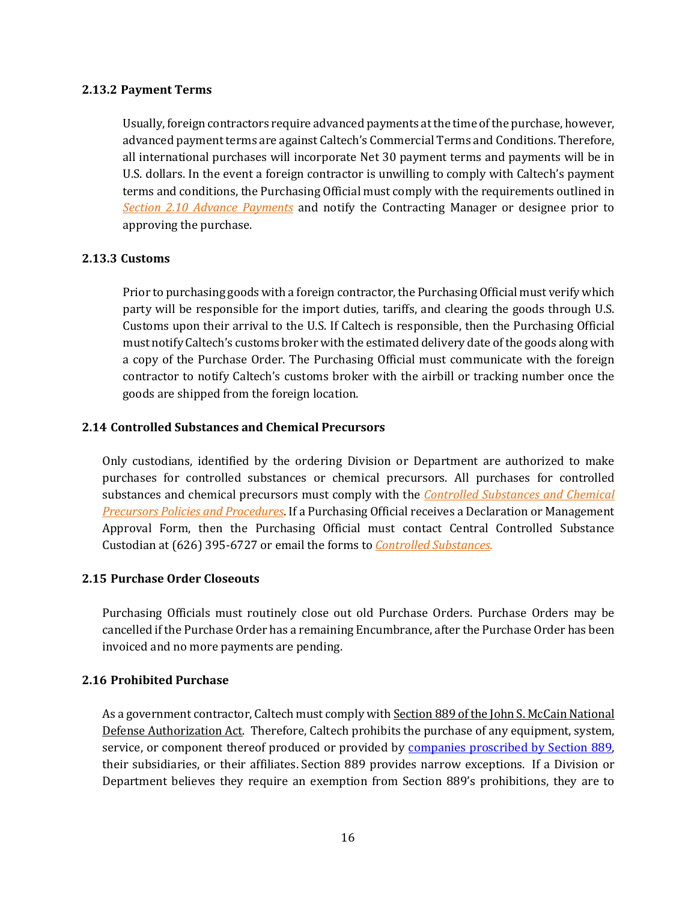### 2.13.2 Payment Terms

Usually, foreign contractors require advanced payments at the time of the purchase, however, advanced payment terms are against Caltech's Commercial Terms and Conditions. Therefore, all international purchases will incorporate Net 30 payment terms and payments will be in U.S. dollars. In the event a foreign contractor is unwilling to comply with Caltech's payment terms and conditions, the Purchasing Official must comply with the requirements outlined in *Section 2.10 Advance Payments* and notify the Contracting Manager or designee prior to approving the purchase.

### 2.13.3 Customs

Prior to purchasing goods with a foreign contractor, the Purchasing Official must verify which party will be responsible for the import duties, tariffs, and clearing the goods through U.S. Customs upon their arrival to the U.S. If Caltech is responsible, then the Purchasing Official must notify Caltech's customs broker with the estimated delivery date of the goods along with a copy of the Purchase Order. The Purchasing Official must communicate with the foreign contractor to notify Caltech's customs broker with the airbill or tracking number once the goods are shipped from the foreign location.

## 2.14 Controlled Substances and Chemical Precursors

Only custodians, identified by the ordering Division or Department are authorized to make purchases for controlled substances or chemical precursors. All purchases for controlled substances and chemical precursors must comply with the *Controlled Substances and Chemical Precursors Policies and Procedures*. If a Purchasing Official receives a Declaration or Management Approval Form, then the Purchasing Official must contact Central Controlled Substance Custodian at (626) 395-6727 or email the forms to *Controlled Substances.*

## 2.15 Purchase Order Closeouts

Purchasing Officials must routinely close out old Purchase Orders. Purchase Orders may be cancelled if the Purchase Order has a remaining Encumbrance, after the Purchase Order has been invoiced and no more payments are pending.

## 2.16 Prohibited Purchase

As a government contractor, Caltech must comply with Section 889 of the John S. McCain National Defense Authorization Act. Therefore, Caltech prohibits the purchase of any equipment, system, service, or component thereof produced or provided by companies proscribed by Section 889, their subsidiaries, or their affiliates. Section 889 provides narrow exceptions. If a Division or Department believes they require an exemption from Section 889's prohibitions, they are to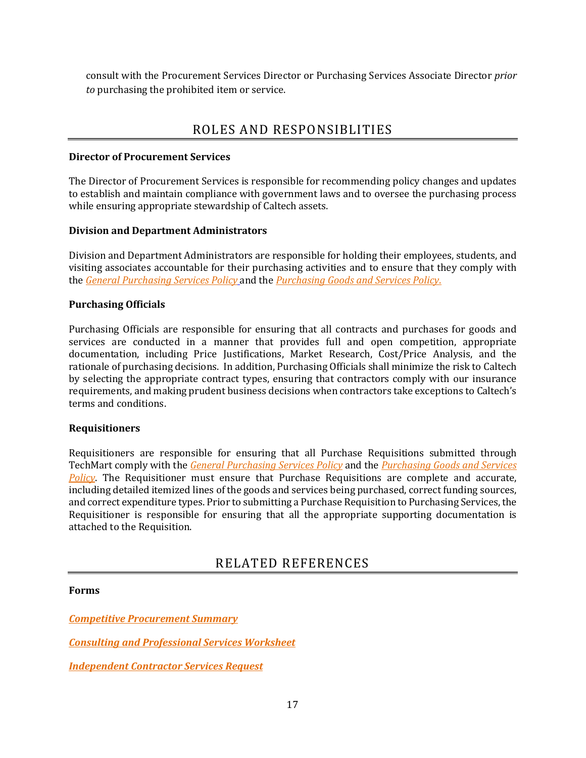consult with the Procurement Services Director or Purchasing Services Associate Director *prior to* purchasing the prohibited item or service.

## ROLES AND RESPONSIBLITIES

**Director of Procurement Services**

The Director of Procurement Services is responsible for recommending policy changes and updates to establish and maintain compliance with government laws and to oversee the purchasing process while ensuring appropriate stewardship of Caltech assets.

**Division and Department Administrators**

Division and Department Administrators are responsible for holding their employees, students, and visiting associates accountable for their purchasing activities and to ensure that they comply with the *General Purchasing Services Policy* and the *Purchasing Goods and Services Policy.*

**Purchasing Officials**

Purchasing Officials are responsible for ensuring that all contracts and purchases for goods and services are conducted in a manner that provides full and open competition, appropriate documentation, including Price Justifications, Market Research, Cost/Price Analysis, and the rationale of purchasing decisions. In addition, Purchasing Officials shall minimize the risk to Caltech by selecting the appropriate contract types, ensuring that contractors comply with our insurance requirements, and making prudent business decisions when contractors take exceptions to Caltech's terms and conditions.

**Requisitioners**

Requisitioners are responsible for ensuring that all Purchase Requisitions submitted through TechMart comply with the *General Purchasing Services Policy* and the *Purchasing Goods and Services Policy*. The Requisitioner must ensure that Purchase Requisitions are complete and accurate, including detailed itemized lines of the goods and services being purchased, correct funding sources, and correct expenditure types. Prior to submitting a Purchase Requisition to Purchasing Services, the Requisitioner is responsible for ensuring that all the appropriate supporting documentation is attached to the Requisition.

## RELATED REFERENCES

**Forms**

***Competitive Procurement Summary***

***Consulting and Professional Services Worksheet***

***Independent Contractor Services Request***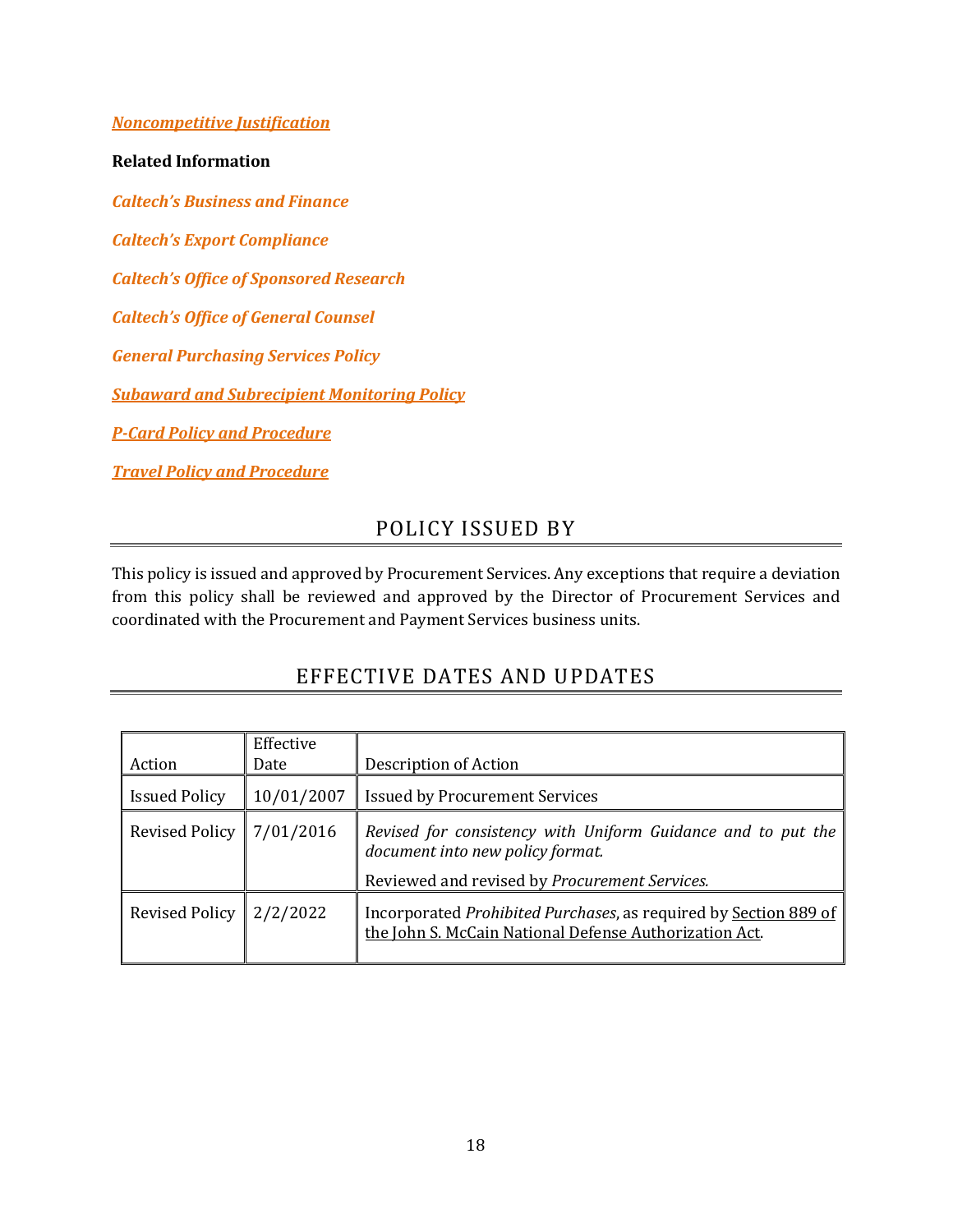***Noncompetitive Justification***

**Related Information**

***Caltech's Business and Finance***

***Caltech's Export Compliance***

***Caltech's Office of Sponsored Research***

***Caltech's Office of General Counsel***

***General Purchasing Services Policy***

***Subaward and Subrecipient Monitoring Policy***

***P-Card Policy and Procedure***

***Travel Policy and Procedure***

## POLICY ISSUED BY

This policy is issued and approved by Procurement Services. Any exceptions that require a deviation from this policy shall be reviewed and approved by the Director of Procurement Services and coordinated with the Procurement and Payment Services business units.

## EFFECTIVE DATES AND UPDATES

| Action | Effective Date | Description of Action |
|---|---|---|
| Issued Policy | 10/01/2007 | Issued by Procurement Services |
| Revised Policy | 7/01/2016 | *Revised for consistency with Uniform Guidance and to put the document into new policy format.* Reviewed and revised by *Procurement Services.* |
| Revised Policy | 2/2/2022 | Incorporated *Prohibited Purchases*, as required by Section 889 of the John S. McCain National Defense Authorization Act. |